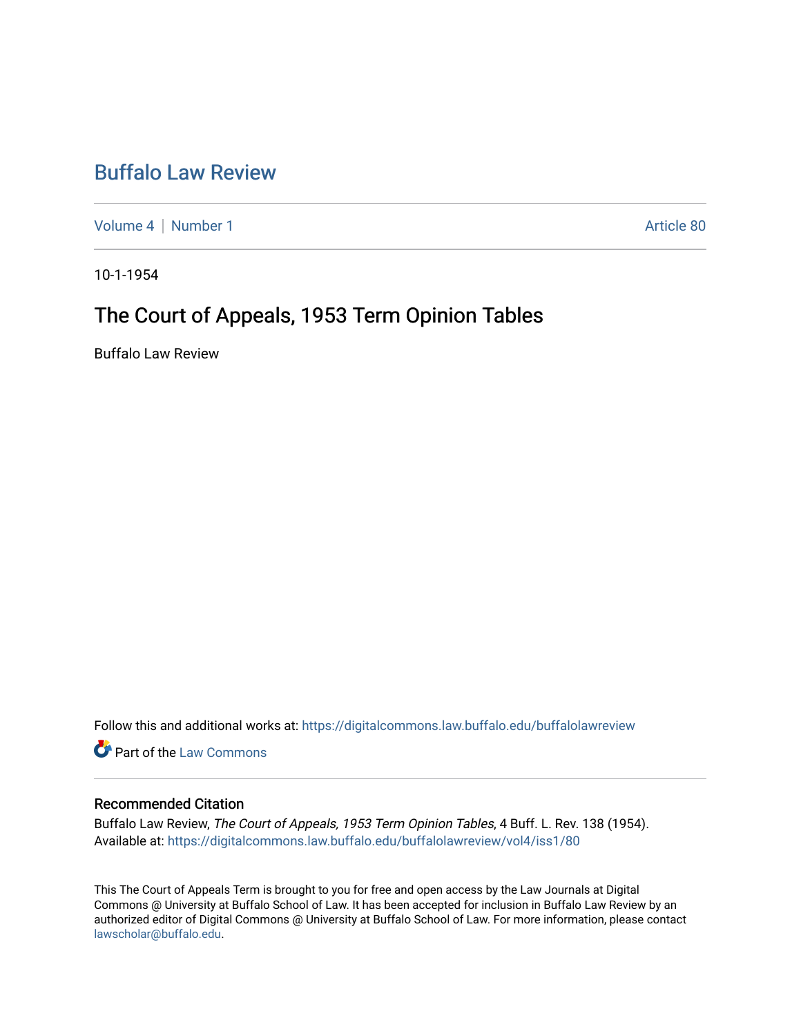# Buffalo Law Review

Volume 4 | Number 1 | Article 80

10-1-1954

## The Court of Appeals, 1953 Term Opinion Tables

Buffalo Law Review

Follow this and additional works at: https://digitalcommons.law.buffalo.edu/buffalolawreview

Part of the Law Commons

### Recommended Citation

Buffalo Law Review, *The Court of Appeals, 1953 Term Opinion Tables*, 4 Buff. L. Rev. 138 (1954).
Available at: https://digitalcommons.law.buffalo.edu/buffalolawreview/vol4/iss1/80

This The Court of Appeals Term is brought to you for free and open access by the Law Journals at Digital Commons @ University at Buffalo School of Law. It has been accepted for inclusion in Buffalo Law Review by an authorized editor of Digital Commons @ University at Buffalo School of Law. For more information, please contact lawscholar@buffalo.edu.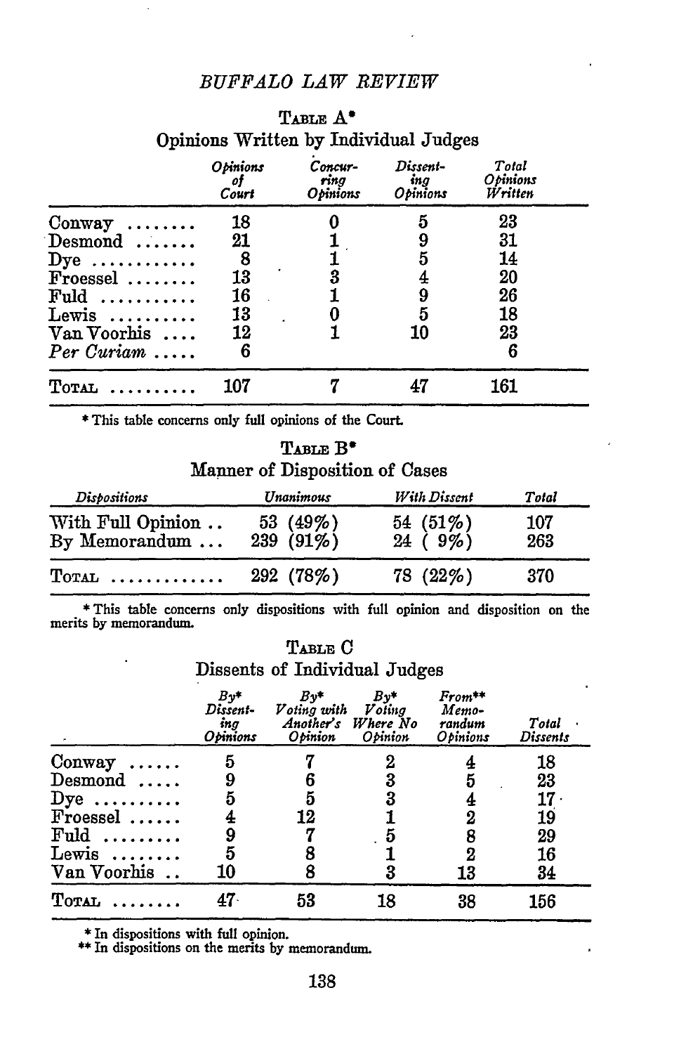TABLE A*

Opinions Written by Individual Judges

| | *Opinions of Court* | *Concurring Opinions* | *Dissenting Opinions* | *Total Opinions Written* |
|---|---|---|---|---|
| Conway ........ | 18 | 0 | 5 | 23 |
| Desmond ....... | 21 | 1 | 9 | 31 |
| Dye ............ | 8 | 1 | 5 | 14 |
| Froessel ........ | 13 | 3 | 4 | 20 |
| Fuld ........... | 16 | 1 | 9 | 26 |
| Lewis .......... | 13 | 0 | 5 | 18 |
| Van Voorhis .... | 12 | 1 | 10 | 23 |
| *Per Curiam* ..... | 6 | | | 6 |
| TOTAL .......... | 107 | 7 | 47 | 161 |

* This table concerns only full opinions of the Court.

TABLE B*

Manner of Disposition of Cases

| *Dispositions* | *Unanimous* | *With Dissent* | *Total* |
|---|---|---|---|
| With Full Opinion .. | 53 (49%) | 54 (51%) | 107 |
| By Memorandum ... | 239 (91%) | 24 ( 9%) | 263 |
| TOTAL ............. | 292 (78%) | 78 (22%) | 370 |

* This table concerns only dispositions with full opinion and disposition on the merits by memorandum.

TABLE C

Dissents of Individual Judges

| | *By* Dissenting Opinions* | *By* Voting with Another's Opinion* | *By* Voting Where No Opinion* | *From** Memorandum Opinions* | *Total Dissents* |
|---|---|---|---|---|---|
| Conway ...... | 5 | 7 | 2 | 4 | 18 |
| Desmond ..... | 9 | 6 | 3 | 5 | 23 |
| Dye .......... | 5 | 5 | 3 | 4 | 17 |
| Froessel ...... | 4 | 12 | 1 | 2 | 19 |
| Fuld ......... | 9 | 7 | 5 | 8 | 29 |
| Lewis ........ | 5 | 8 | 1 | 2 | 16 |
| Van Voorhis .. | 10 | 8 | 3 | 13 | 34 |
| TOTAL ........ | 47 | 53 | 18 | 38 | 156 |

* In dispositions with full opinion.
** In dispositions on the merits by memorandum.